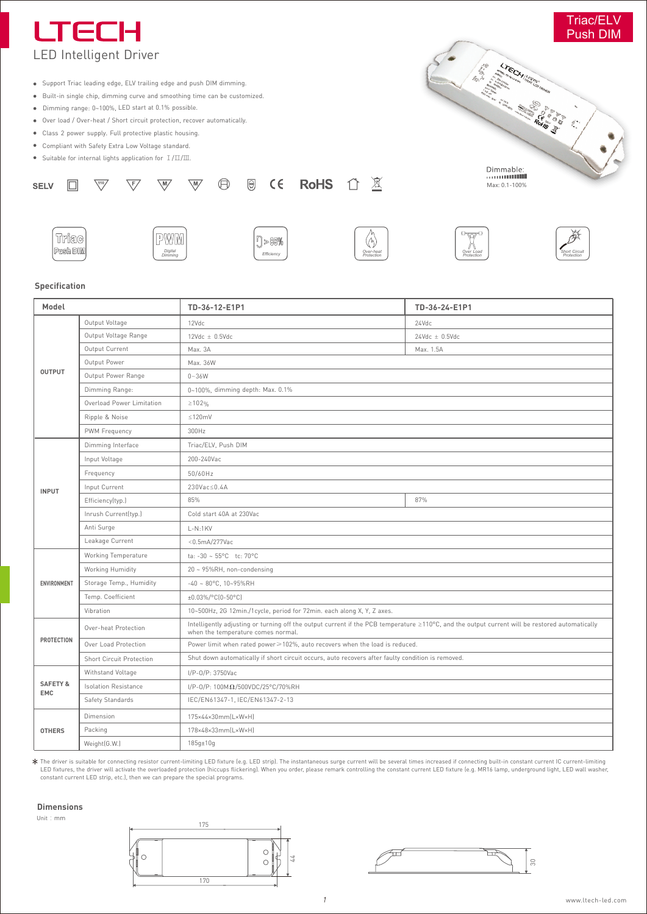# LTECH

LED Intelligent Driver

Triac/ELV Push DIM

- Support Triac leading edge, ELV trailing edge and push DIM dimming.
- Built-in single chip, dimming curve and smoothing time can be customized.
- Dimming range: 0~100%, LED start at 0.1% possible.
- Over load / Over-heat / Short circuit protection, recover automatically.
- Class 2 power supply. Full protective plastic housing.
- Compliant with Safety Extra Low Voltage standard.
- Suitable for internal lights application for Ⅰ/Ⅱ/Ⅲ.

SELV CE RoHS

Dimmable: Max: 0.1-100%

Triac Push DIM | PWM Digital Dimming | ≥85% Efficiency | Over-heat Protection | Over Load Protection | Short Circuit Protection

## Specification

| Model | | TD-36-12-E1P1 | TD-36-24-E1P1 |
|---|---|---|---|
| OUTPUT | Output Voltage | 12Vdc | 24Vdc |
| | Output Voltage Range | 12Vdc ± 0.5Vdc | 24Vdc ± 0.5Vdc |
| | Output Current | Max. 3A | Max. 1.5A |
| | Output Power | Max. 36W | |
| | Output Power Range | 0~36W | |
| | Dimming Range: | 0~100%, dimming depth: Max. 0.1% | |
| | Overload Power Limitation | ≥102% | |
| | Ripple & Noise | ≤120mV | |
| | PWM Frequency | 300Hz | |
| INPUT | Dimming Interface | Triac/ELV, Push DIM | |
| | Input Voltage | 200-240Vac | |
| | Frequency | 50/60Hz | |
| | Input Current | 230Vac≤0.4A | |
| | Efficiency(typ.) | 85% | 87% |
| | Inrush Current(typ.) | Cold start 40A at 230Vac | |
| | Anti Surge | L-N:1KV | |
| | Leakage Current | <0.5mA/277Vac | |
| ENVIRONMENT | Working Temperature | ta: -30 ~ 55°C tc: 70°C | |
| | Working Humidity | 20 ~ 95%RH, non-condensing | |
| | Storage Temp., Humidity | -40 ~ 80°C, 10~95%RH | |
| | Temp. Coefficient | ±0.03%/°C(0-50°C) | |
| | Vibration | 10~500Hz, 2G 12min./1cycle, period for 72min. each along X, Y, Z axes. | |
| PROTECTION | Over-heat Protection | Intelligently adjusting or turning off the output current if the PCB temperature ≥110°C, and the output current will be restored automatically when the temperature comes normal. | |
| | Over Load Protection | Power limit when rated power≥102%, auto recovers when the load is reduced. | |
| | Short Circuit Protection | Shut down automatically if short circuit occurs, auto recovers after faulty condition is removed. | |
| SAFETY & EMC | Withstand Voltage | I/P-O/P: 3750Vac | |
| | Isolation Resistance | I/P-O/P: 100MΩ/500VDC/25°C/70%RH | |
| | Safety Standards | IEC/EN61347-1, IEC/EN61347-2-13 | |
| OTHERS | Dimension | 175×44×30mm(L×W×H) | |
| | Packing | 178×48×33mm(L×W×H) | |
| | Weight(G.W.) | 185g±10g | |

* The driver is suitable for connecting resistor current-limiting LED fixture (e.g. LED strip). The instantaneous surge current will be several times increased if connecting built-in constant current IC current-limiting LED fixtures, the driver will activate the overloaded protection (hiccups flickering). When you order, please remark controlling the constant current LED fixture (e.g. MR16 lamp, underground light, LED wall washer, constant current LED strip, etc.), then we can prepare the special programs.

## Dimensions

Unit：mm

175, 170, 44, 30

www.ltech-led.com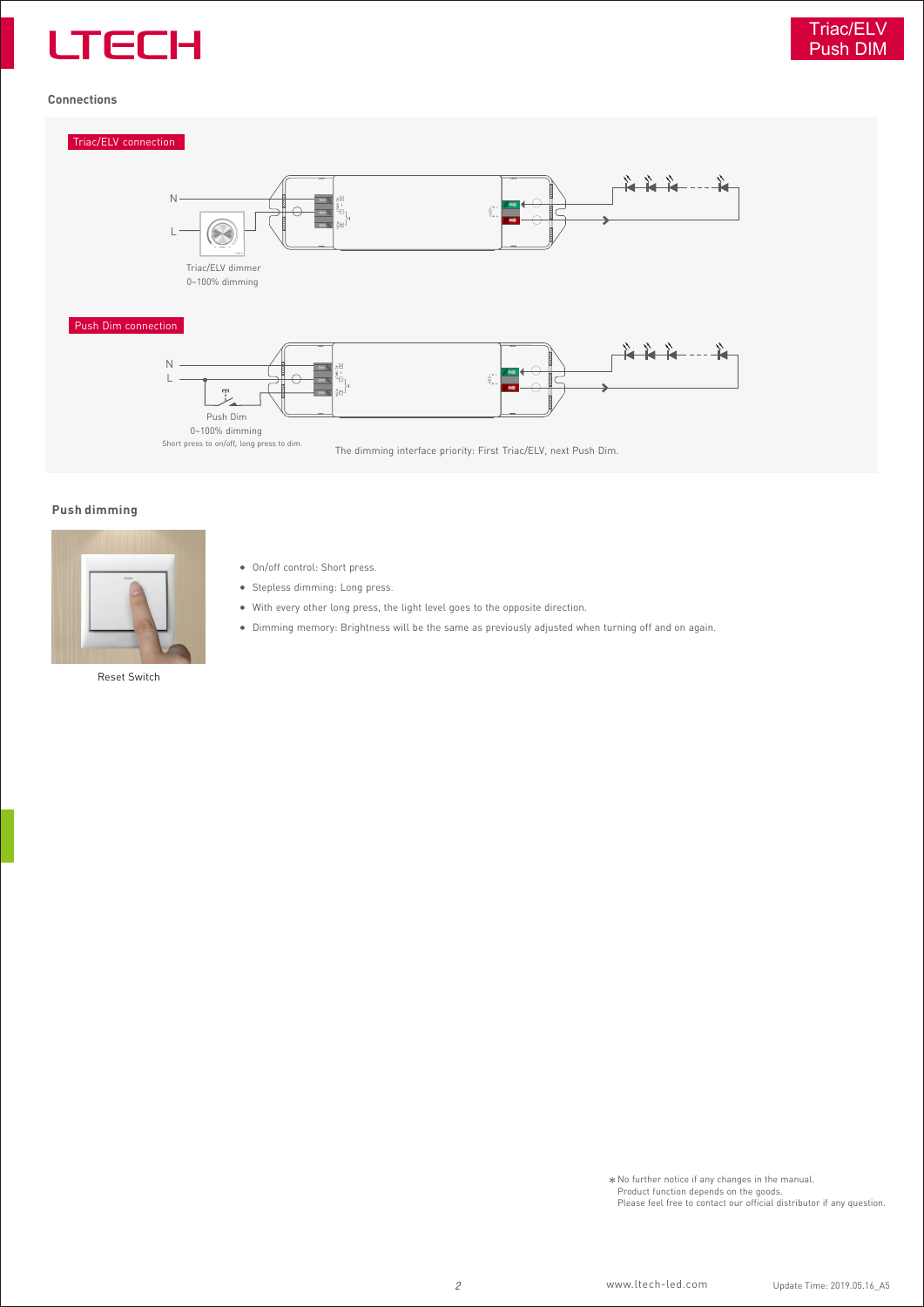## Connections

Triac/ELV connection

N

L

Triac/ELV dimmer
0~100% dimming

Push Dim connection

N
L

Push Dim
0~100% dimming
Short press to on/off, long press to dim.

The dimming interface priority: First Triac/ELV, next Push Dim.

## Push dimming

Reset Switch

- On/off control: Short press.
- Stepless dimming: Long press.
- With every other long press, the light level goes to the opposite direction.
- Dimming memory: Brightness will be the same as previously adjusted when turning off and on again.

* No further notice if any changes in the manual.
Product function depends on the goods.
Please feel free to contact our official distributor if any question.

www.ltech-led.com

Update Time: 2019.05.16_A5